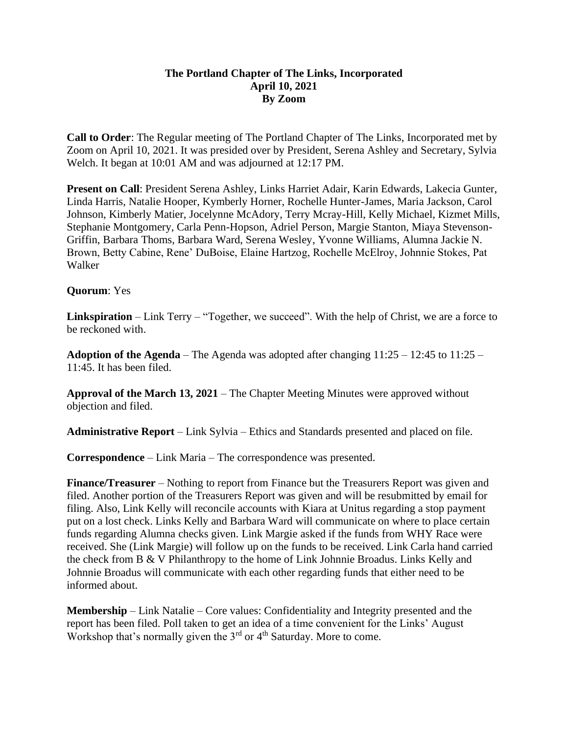**The Portland Chapter of The Links, Incorporated**
**April 10, 2021**
**By Zoom**

**Call to Order**: The Regular meeting of The Portland Chapter of The Links, Incorporated met by Zoom on April 10, 2021. It was presided over by President, Serena Ashley and Secretary, Sylvia Welch. It began at 10:01 AM and was adjourned at 12:17 PM.

**Present on Call**: President Serena Ashley, Links Harriet Adair, Karin Edwards, Lakecia Gunter, Linda Harris, Natalie Hooper, Kymberly Horner, Rochelle Hunter-James, Maria Jackson, Carol Johnson, Kimberly Matier, Jocelynne McAdory, Terry Mcray-Hill, Kelly Michael, Kizmet Mills, Stephanie Montgomery, Carla Penn-Hopson, Adriel Person, Margie Stanton, Miaya Stevenson-Griffin, Barbara Thoms, Barbara Ward, Serena Wesley, Yvonne Williams, Alumna Jackie N. Brown, Betty Cabine, Rene' DuBoise, Elaine Hartzog, Rochelle McElroy, Johnnie Stokes, Pat Walker

**Quorum**: Yes

**Linkspiration** – Link Terry – "Together, we succeed". With the help of Christ, we are a force to be reckoned with.

**Adoption of the Agenda** – The Agenda was adopted after changing 11:25 – 12:45 to 11:25 – 11:45. It has been filed.

**Approval of the March 13, 2021** – The Chapter Meeting Minutes were approved without objection and filed.

**Administrative Report** – Link Sylvia – Ethics and Standards presented and placed on file.

**Correspondence** – Link Maria – The correspondence was presented.

**Finance/Treasurer** – Nothing to report from Finance but the Treasurers Report was given and filed. Another portion of the Treasurers Report was given and will be resubmitted by email for filing. Also, Link Kelly will reconcile accounts with Kiara at Unitus regarding a stop payment put on a lost check. Links Kelly and Barbara Ward will communicate on where to place certain funds regarding Alumna checks given. Link Margie asked if the funds from WHY Race were received. She (Link Margie) will follow up on the funds to be received. Link Carla hand carried the check from B & V Philanthropy to the home of Link Johnnie Broadus. Links Kelly and Johnnie Broadus will communicate with each other regarding funds that either need to be informed about.

**Membership** – Link Natalie – Core values: Confidentiality and Integrity presented and the report has been filed. Poll taken to get an idea of a time convenient for the Links' August Workshop that's normally given the 3rd or 4th Saturday. More to come.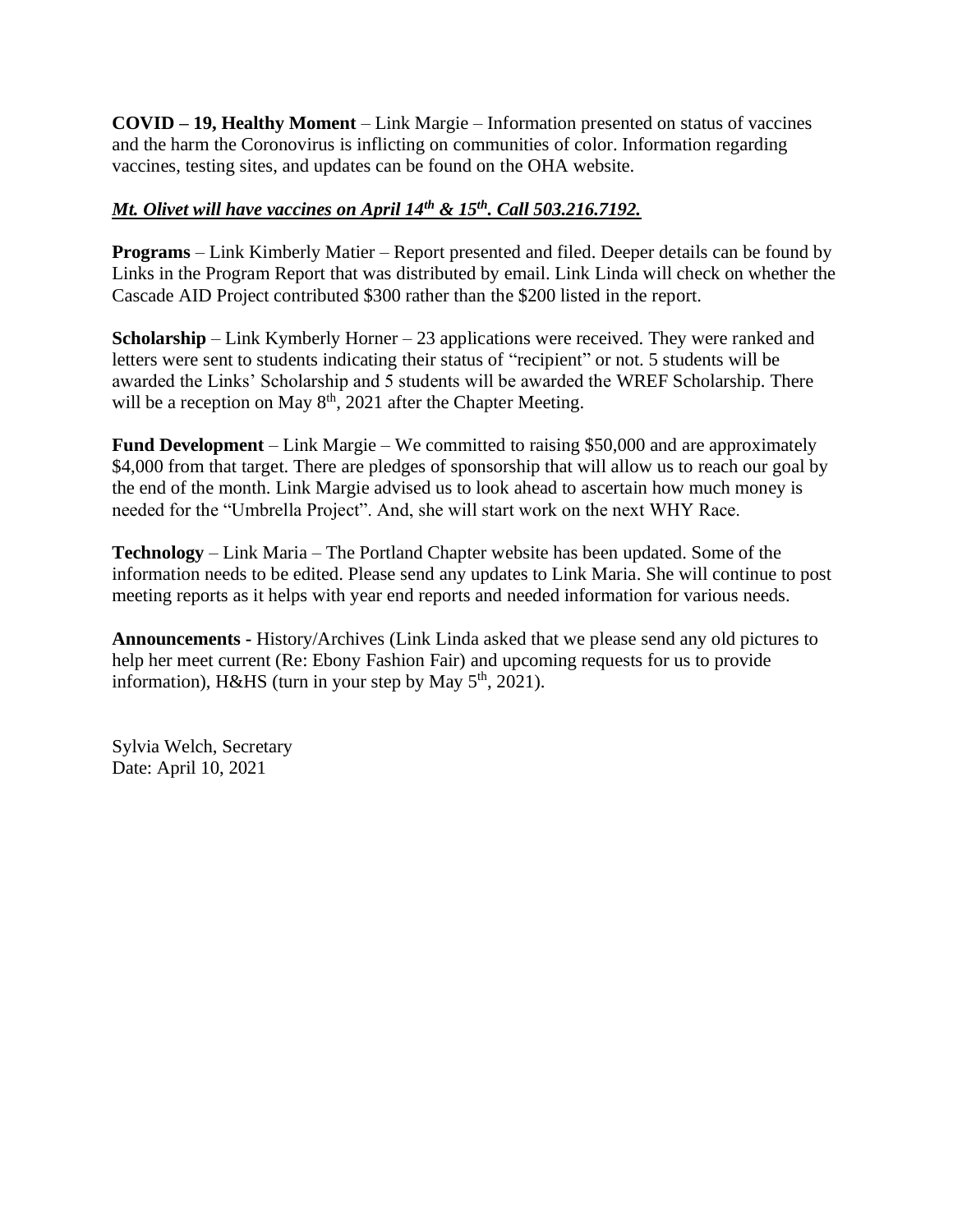**COVID – 19, Healthy Moment** – Link Margie – Information presented on status of vaccines and the harm the Coronovirus is inflicting on communities of color. Information regarding vaccines, testing sites, and updates can be found on the OHA website.

***Mt. Olivet will have vaccines on April 14th & 15th. Call 503.216.7192.***

**Programs** – Link Kimberly Matier – Report presented and filed. Deeper details can be found by Links in the Program Report that was distributed by email. Link Linda will check on whether the Cascade AID Project contributed $300 rather than the $200 listed in the report.

**Scholarship** – Link Kymberly Horner – 23 applications were received. They were ranked and letters were sent to students indicating their status of "recipient" or not. 5 students will be awarded the Links' Scholarship and 5 students will be awarded the WREF Scholarship. There will be a reception on May 8th, 2021 after the Chapter Meeting.

**Fund Development** – Link Margie – We committed to raising $50,000 and are approximately $4,000 from that target. There are pledges of sponsorship that will allow us to reach our goal by the end of the month. Link Margie advised us to look ahead to ascertain how much money is needed for the "Umbrella Project". And, she will start work on the next WHY Race.

**Technology** – Link Maria – The Portland Chapter website has been updated. Some of the information needs to be edited. Please send any updates to Link Maria. She will continue to post meeting reports as it helps with year end reports and needed information for various needs.

**Announcements -** History/Archives (Link Linda asked that we please send any old pictures to help her meet current (Re: Ebony Fashion Fair) and upcoming requests for us to provide information), H&HS (turn in your step by May 5th, 2021).

Sylvia Welch, Secretary
Date: April 10, 2021